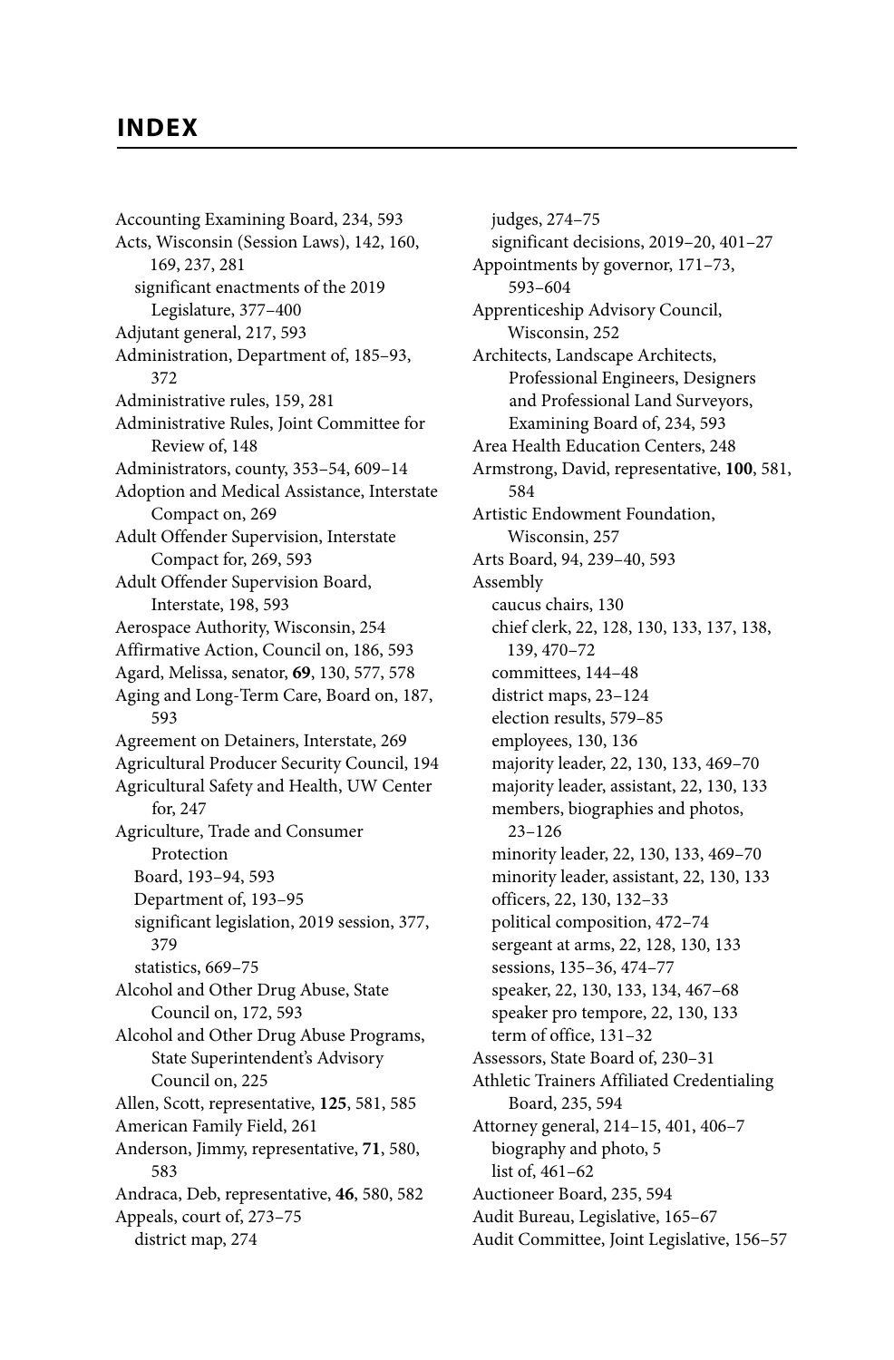# INDEX

Accounting Examining Board, 234, 593
Acts, Wisconsin (Session Laws), 142, 160, 169, 237, 281
  significant enactments of the 2019 Legislature, 377–400
Adjutant general, 217, 593
Administration, Department of, 185–93, 372
Administrative rules, 159, 281
Administrative Rules, Joint Committee for Review of, 148
Administrators, county, 353–54, 609–14
Adoption and Medical Assistance, Interstate Compact on, 269
Adult Offender Supervision, Interstate Compact for, 269, 593
Adult Offender Supervision Board, Interstate, 198, 593
Aerospace Authority, Wisconsin, 254
Affirmative Action, Council on, 186, 593
Agard, Melissa, senator, **69**, 130, 577, 578
Aging and Long-Term Care, Board on, 187, 593
Agreement on Detainers, Interstate, 269
Agricultural Producer Security Council, 194
Agricultural Safety and Health, UW Center for, 247
Agriculture, Trade and Consumer Protection
  Board, 193–94, 593
  Department of, 193–95
  significant legislation, 2019 session, 377, 379
  statistics, 669–75
Alcohol and Other Drug Abuse, State Council on, 172, 593
Alcohol and Other Drug Abuse Programs, State Superintendent's Advisory Council on, 225
Allen, Scott, representative, **125**, 581, 585
American Family Field, 261
Anderson, Jimmy, representative, **71**, 580, 583
Andraca, Deb, representative, **46**, 580, 582
Appeals, court of, 273–75
  district map, 274
  judges, 274–75
  significant decisions, 2019–20, 401–27
Appointments by governor, 171–73, 593–604
Apprenticeship Advisory Council, Wisconsin, 252
Architects, Landscape Architects, Professional Engineers, Designers and Professional Land Surveyors, Examining Board of, 234, 593
Area Health Education Centers, 248
Armstrong, David, representative, **100**, 581, 584
Artistic Endowment Foundation, Wisconsin, 257
Arts Board, 94, 239–40, 593
Assembly
  caucus chairs, 130
  chief clerk, 22, 128, 130, 133, 137, 138, 139, 470–72
  committees, 144–48
  district maps, 23–124
  election results, 579–85
  employees, 130, 136
  majority leader, 22, 130, 133, 469–70
  majority leader, assistant, 22, 130, 133
  members, biographies and photos, 23–126
  minority leader, 22, 130, 133, 469–70
  minority leader, assistant, 22, 130, 133
  officers, 22, 130, 132–33
  political composition, 472–74
  sergeant at arms, 22, 128, 130, 133
  sessions, 135–36, 474–77
  speaker, 22, 130, 133, 134, 467–68
  speaker pro tempore, 22, 130, 133
  term of office, 131–32
Assessors, State Board of, 230–31
Athletic Trainers Affiliated Credentialing Board, 235, 594
Attorney general, 214–15, 401, 406–7
  biography and photo, 5
  list of, 461–62
Auctioneer Board, 235, 594
Audit Bureau, Legislative, 165–67
Audit Committee, Joint Legislative, 156–57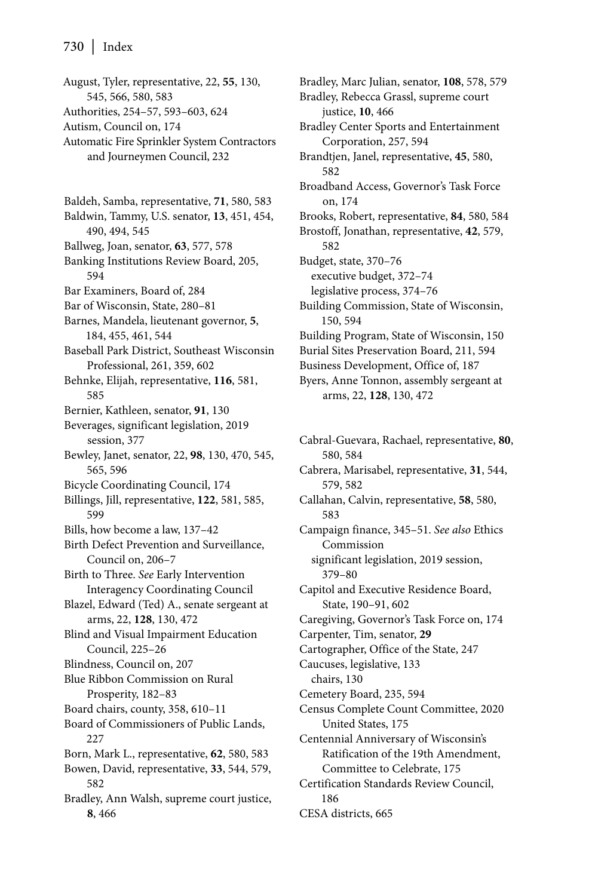August, Tyler, representative, 22, **55**, 130, 545, 566, 580, 583
Authorities, 254–57, 593–603, 624
Autism, Council on, 174
Automatic Fire Sprinkler System Contractors and Journeymen Council, 232

Baldeh, Samba, representative, **71**, 580, 583
Baldwin, Tammy, U.S. senator, **13**, 451, 454, 490, 494, 545
Ballweg, Joan, senator, **63**, 577, 578
Banking Institutions Review Board, 205, 594
Bar Examiners, Board of, 284
Bar of Wisconsin, State, 280–81
Barnes, Mandela, lieutenant governor, **5**, 184, 455, 461, 544
Baseball Park District, Southeast Wisconsin Professional, 261, 359, 602
Behnke, Elijah, representative, **116**, 581, 585
Bernier, Kathleen, senator, **91**, 130
Beverages, significant legislation, 2019 session, 377
Bewley, Janet, senator, 22, **98**, 130, 470, 545, 565, 596
Bicycle Coordinating Council, 174
Billings, Jill, representative, **122**, 581, 585, 599
Bills, how become a law, 137–42
Birth Defect Prevention and Surveillance, Council on, 206–7
Birth to Three. *See* Early Intervention Interagency Coordinating Council
Blazel, Edward (Ted) A., senate sergeant at arms, 22, **128**, 130, 472
Blind and Visual Impairment Education Council, 225–26
Blindness, Council on, 207
Blue Ribbon Commission on Rural Prosperity, 182–83
Board chairs, county, 358, 610–11
Board of Commissioners of Public Lands, 227
Born, Mark L., representative, **62**, 580, 583
Bowen, David, representative, **33**, 544, 579, 582
Bradley, Ann Walsh, supreme court justice, **8**, 466
Bradley, Marc Julian, senator, **108**, 578, 579
Bradley, Rebecca Grassl, supreme court justice, **10**, 466
Bradley Center Sports and Entertainment Corporation, 257, 594
Brandtjen, Janel, representative, **45**, 580, 582
Broadband Access, Governor's Task Force on, 174
Brooks, Robert, representative, **84**, 580, 584
Brostoff, Jonathan, representative, **42**, 579, 582
Budget, state, 370–76
  executive budget, 372–74
  legislative process, 374–76
Building Commission, State of Wisconsin, 150, 594
Building Program, State of Wisconsin, 150
Burial Sites Preservation Board, 211, 594
Business Development, Office of, 187
Byers, Anne Tonnon, assembly sergeant at arms, 22, **128**, 130, 472

Cabral-Guevara, Rachael, representative, **80**, 580, 584
Cabrera, Marisabel, representative, **31**, 544, 579, 582
Callahan, Calvin, representative, **58**, 580, 583
Campaign finance, 345–51. *See also* Ethics Commission
  significant legislation, 2019 session, 379–80
Capitol and Executive Residence Board, State, 190–91, 602
Caregiving, Governor's Task Force on, 174
Carpenter, Tim, senator, **29**
Cartographer, Office of the State, 247
Caucuses, legislative, 133
  chairs, 130
Cemetery Board, 235, 594
Census Complete Count Committee, 2020 United States, 175
Centennial Anniversary of Wisconsin's Ratification of the 19th Amendment, Committee to Celebrate, 175
Certification Standards Review Council, 186
CESA districts, 665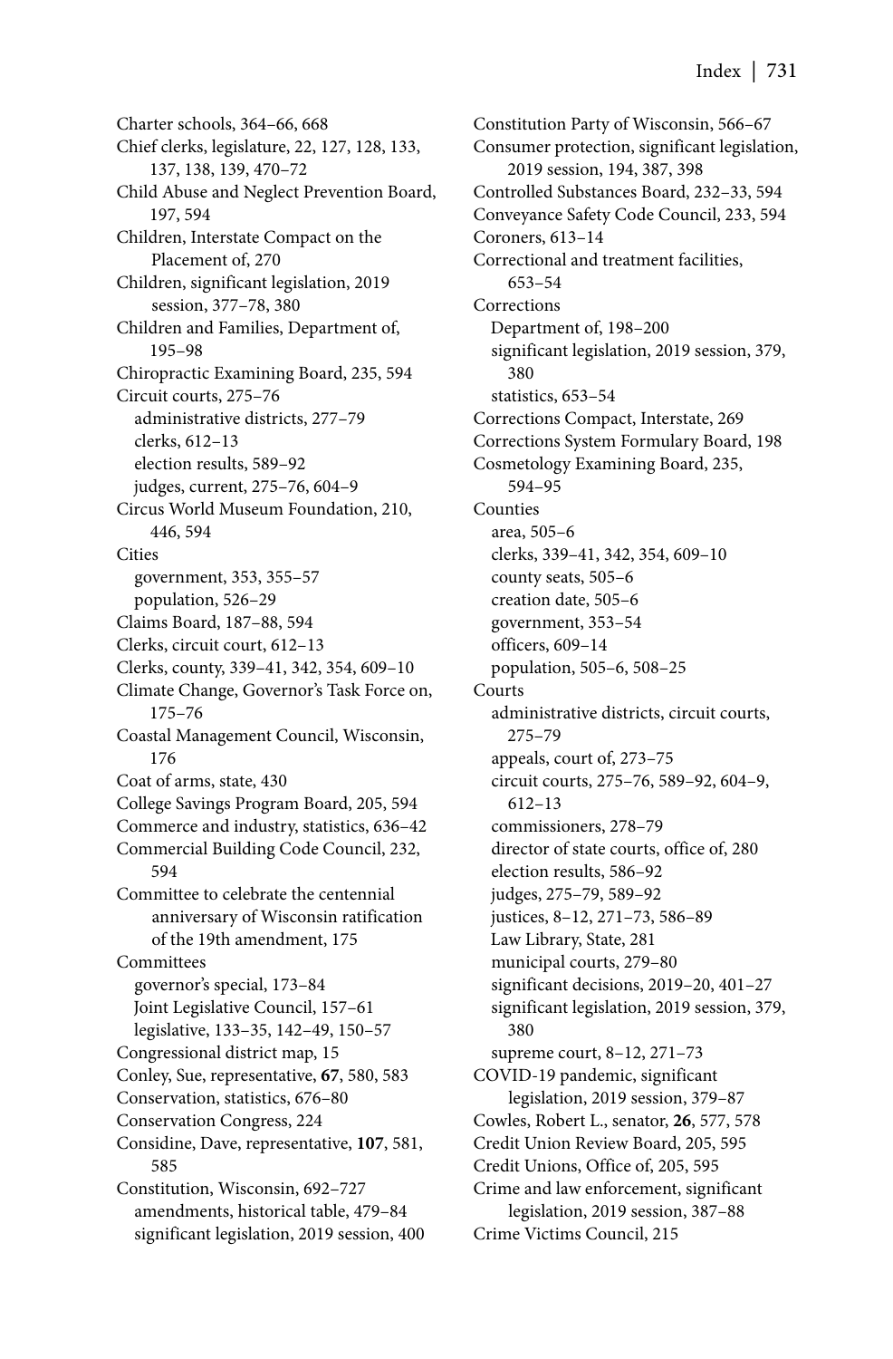Charter schools, 364–66, 668

Chief clerks, legislature, 22, 127, 128, 133, 137, 138, 139, 470–72

Child Abuse and Neglect Prevention Board, 197, 594

Children, Interstate Compact on the Placement of, 270

Children, significant legislation, 2019 session, 377–78, 380

Children and Families, Department of, 195–98

Chiropractic Examining Board, 235, 594

Circuit courts, 275–76
- administrative districts, 277–79
- clerks, 612–13
- election results, 589–92
- judges, current, 275–76, 604–9

Circus World Museum Foundation, 210, 446, 594

Cities
- government, 353, 355–57
- population, 526–29

Claims Board, 187–88, 594

Clerks, circuit court, 612–13

Clerks, county, 339–41, 342, 354, 609–10

Climate Change, Governor's Task Force on, 175–76

Coastal Management Council, Wisconsin, 176

Coat of arms, state, 430

College Savings Program Board, 205, 594

Commerce and industry, statistics, 636–42

Commercial Building Code Council, 232, 594

Committee to celebrate the centennial anniversary of Wisconsin ratification of the 19th amendment, 175

Committees
- governor's special, 173–84
- Joint Legislative Council, 157–61
- legislative, 133–35, 142–49, 150–57

Congressional district map, 15

Conley, Sue, representative, **67**, 580, 583

Conservation, statistics, 676–80

Conservation Congress, 224

Considine, Dave, representative, **107**, 581, 585

Constitution, Wisconsin, 692–727
- amendments, historical table, 479–84
- significant legislation, 2019 session, 400

Constitution Party of Wisconsin, 566–67

Consumer protection, significant legislation, 2019 session, 194, 387, 398

Controlled Substances Board, 232–33, 594

Conveyance Safety Code Council, 233, 594

Coroners, 613–14

Correctional and treatment facilities, 653–54

Corrections
- Department of, 198–200
- significant legislation, 2019 session, 379, 380
- statistics, 653–54

Corrections Compact, Interstate, 269

Corrections System Formulary Board, 198

Cosmetology Examining Board, 235, 594–95

Counties
- area, 505–6
- clerks, 339–41, 342, 354, 609–10
- county seats, 505–6
- creation date, 505–6
- government, 353–54
- officers, 609–14
- population, 505–6, 508–25

Courts
- administrative districts, circuit courts, 275–79
- appeals, court of, 273–75
- circuit courts, 275–76, 589–92, 604–9, 612–13
- commissioners, 278–79
- director of state courts, office of, 280
- election results, 586–92
- judges, 275–79, 589–92
- justices, 8–12, 271–73, 586–89
- Law Library, State, 281
- municipal courts, 279–80
- significant decisions, 2019–20, 401–27
- significant legislation, 2019 session, 379, 380
- supreme court, 8–12, 271–73

COVID-19 pandemic, significant legislation, 2019 session, 379–87

Cowles, Robert L., senator, **26**, 577, 578

Credit Union Review Board, 205, 595

Credit Unions, Office of, 205, 595

Crime and law enforcement, significant legislation, 2019 session, 387–88

Crime Victims Council, 215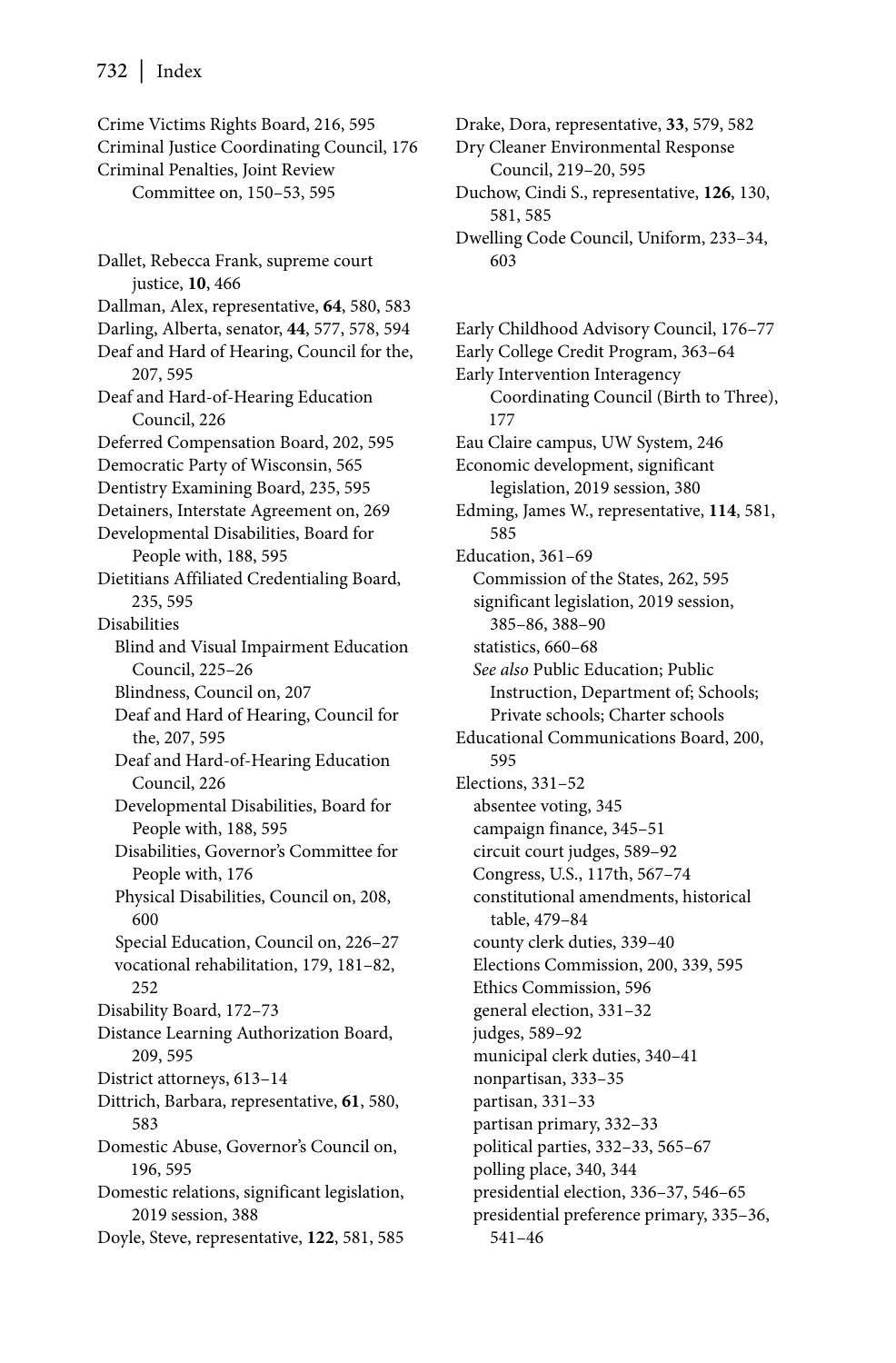Crime Victims Rights Board, 216, 595
Criminal Justice Coordinating Council, 176
Criminal Penalties, Joint Review Committee on, 150–53, 595

Dallet, Rebecca Frank, supreme court justice, **10**, 466
Dallman, Alex, representative, **64**, 580, 583
Darling, Alberta, senator, **44**, 577, 578, 594
Deaf and Hard of Hearing, Council for the, 207, 595
Deaf and Hard-of-Hearing Education Council, 226
Deferred Compensation Board, 202, 595
Democratic Party of Wisconsin, 565
Dentistry Examining Board, 235, 595
Detainers, Interstate Agreement on, 269
Developmental Disabilities, Board for People with, 188, 595
Dietitians Affiliated Credentialing Board, 235, 595
Disabilities
- Blind and Visual Impairment Education Council, 225–26
- Blindness, Council on, 207
- Deaf and Hard of Hearing, Council for the, 207, 595
- Deaf and Hard-of-Hearing Education Council, 226
- Developmental Disabilities, Board for People with, 188, 595
- Disabilities, Governor's Committee for People with, 176
- Physical Disabilities, Council on, 208, 600
- Special Education, Council on, 226–27
- vocational rehabilitation, 179, 181–82, 252

Disability Board, 172–73
Distance Learning Authorization Board, 209, 595
District attorneys, 613–14
Dittrich, Barbara, representative, **61**, 580, 583
Domestic Abuse, Governor's Council on, 196, 595
Domestic relations, significant legislation, 2019 session, 388
Doyle, Steve, representative, **122**, 581, 585
Drake, Dora, representative, **33**, 579, 582
Dry Cleaner Environmental Response Council, 219–20, 595
Duchow, Cindi S., representative, **126**, 130, 581, 585
Dwelling Code Council, Uniform, 233–34, 603

Early Childhood Advisory Council, 176–77
Early College Credit Program, 363–64
Early Intervention Interagency Coordinating Council (Birth to Three), 177
Eau Claire campus, UW System, 246
Economic development, significant legislation, 2019 session, 380
Edming, James W., representative, **114**, 581, 585
Education, 361–69
- Commission of the States, 262, 595
- significant legislation, 2019 session, 385–86, 388–90
- statistics, 660–68
- *See also* Public Education; Public Instruction, Department of; Schools; Private schools; Charter schools

Educational Communications Board, 200, 595
Elections, 331–52
- absentee voting, 345
- campaign finance, 345–51
- circuit court judges, 589–92
- Congress, U.S., 117th, 567–74
- constitutional amendments, historical table, 479–84
- county clerk duties, 339–40
- Elections Commission, 200, 339, 595
- Ethics Commission, 596
- general election, 331–32
- judges, 589–92
- municipal clerk duties, 340–41
- nonpartisan, 333–35
- partisan, 331–33
- partisan primary, 332–33
- political parties, 332–33, 565–67
- polling place, 340, 344
- presidential election, 336–37, 546–65
- presidential preference primary, 335–36, 541–46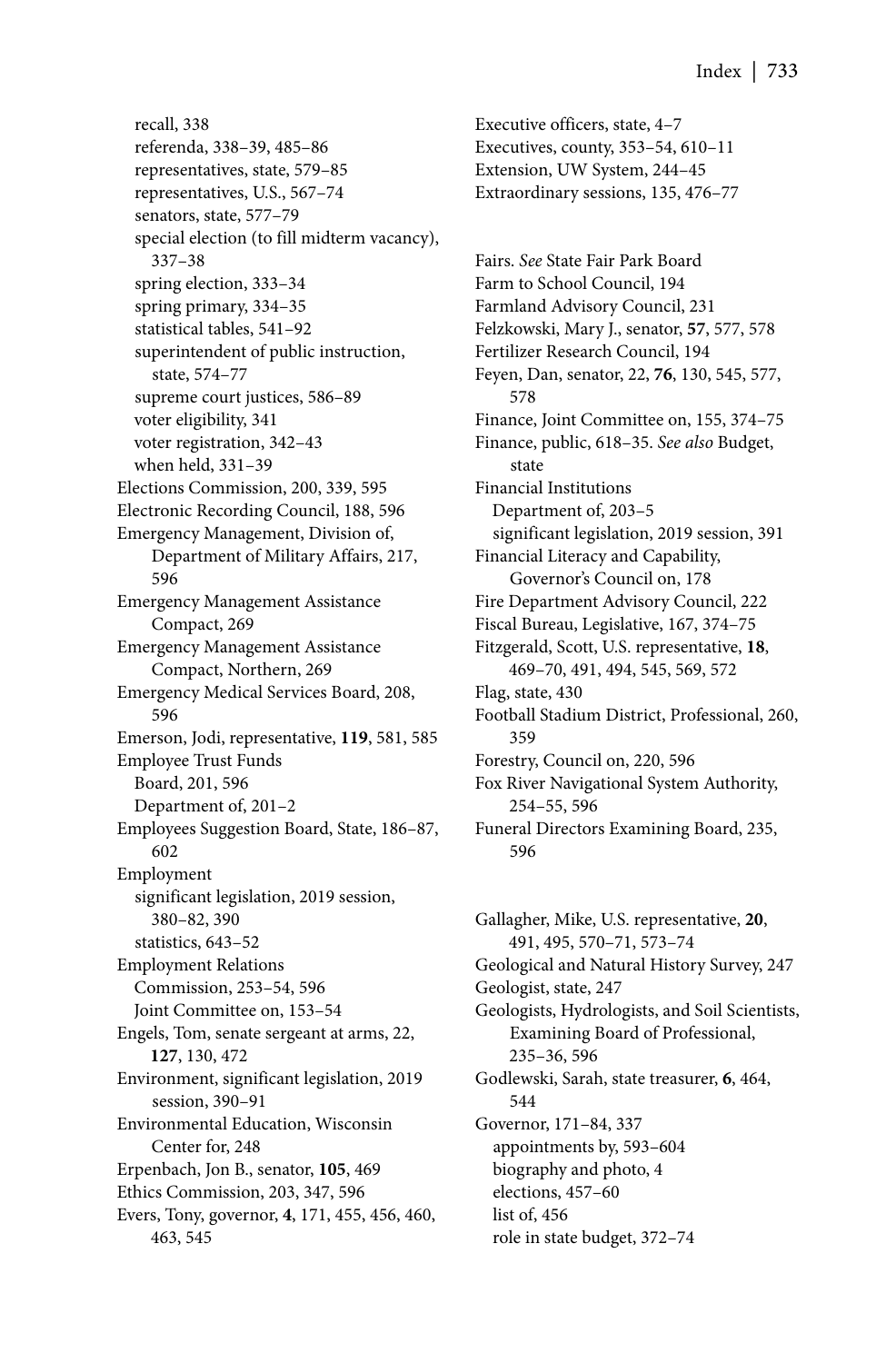recall, 338
referenda, 338–39, 485–86
representatives, state, 579–85
representatives, U.S., 567–74
senators, state, 577–79
special election (to fill midterm vacancy), 337–38
spring election, 333–34
spring primary, 334–35
statistical tables, 541–92
superintendent of public instruction, state, 574–77
supreme court justices, 586–89
voter eligibility, 341
voter registration, 342–43
when held, 331–39

Elections Commission, 200, 339, 595
Electronic Recording Council, 188, 596
Emergency Management, Division of, Department of Military Affairs, 217, 596
Emergency Management Assistance Compact, 269
Emergency Management Assistance Compact, Northern, 269
Emergency Medical Services Board, 208, 596
Emerson, Jodi, representative, **119**, 581, 585
Employee Trust Funds
Board, 201, 596
Department of, 201–2
Employees Suggestion Board, State, 186–87, 602
Employment
significant legislation, 2019 session, 380–82, 390
statistics, 643–52
Employment Relations
Commission, 253–54, 596
Joint Committee on, 153–54
Engels, Tom, senate sergeant at arms, 22, **127**, 130, 472
Environment, significant legislation, 2019 session, 390–91
Environmental Education, Wisconsin Center for, 248
Erpenbach, Jon B., senator, **105**, 469
Ethics Commission, 203, 347, 596
Evers, Tony, governor, **4**, 171, 455, 456, 460, 463, 545

Executive officers, state, 4–7
Executives, county, 353–54, 610–11
Extension, UW System, 244–45
Extraordinary sessions, 135, 476–77

Fairs. *See* State Fair Park Board
Farm to School Council, 194
Farmland Advisory Council, 231
Felzkowski, Mary J., senator, **57**, 577, 578
Fertilizer Research Council, 194
Feyen, Dan, senator, 22, **76**, 130, 545, 577, 578
Finance, Joint Committee on, 155, 374–75
Finance, public, 618–35. *See also* Budget, state
Financial Institutions
Department of, 203–5
significant legislation, 2019 session, 391
Financial Literacy and Capability, Governor's Council on, 178
Fire Department Advisory Council, 222
Fiscal Bureau, Legislative, 167, 374–75
Fitzgerald, Scott, U.S. representative, **18**, 469–70, 491, 494, 545, 569, 572
Flag, state, 430
Football Stadium District, Professional, 260, 359
Forestry, Council on, 220, 596
Fox River Navigational System Authority, 254–55, 596
Funeral Directors Examining Board, 235, 596

Gallagher, Mike, U.S. representative, **20**, 491, 495, 570–71, 573–74
Geological and Natural History Survey, 247
Geologist, state, 247
Geologists, Hydrologists, and Soil Scientists, Examining Board of Professional, 235–36, 596
Godlewski, Sarah, state treasurer, **6**, 464, 544
Governor, 171–84, 337
appointments by, 593–604
biography and photo, 4
elections, 457–60
list of, 456
role in state budget, 372–74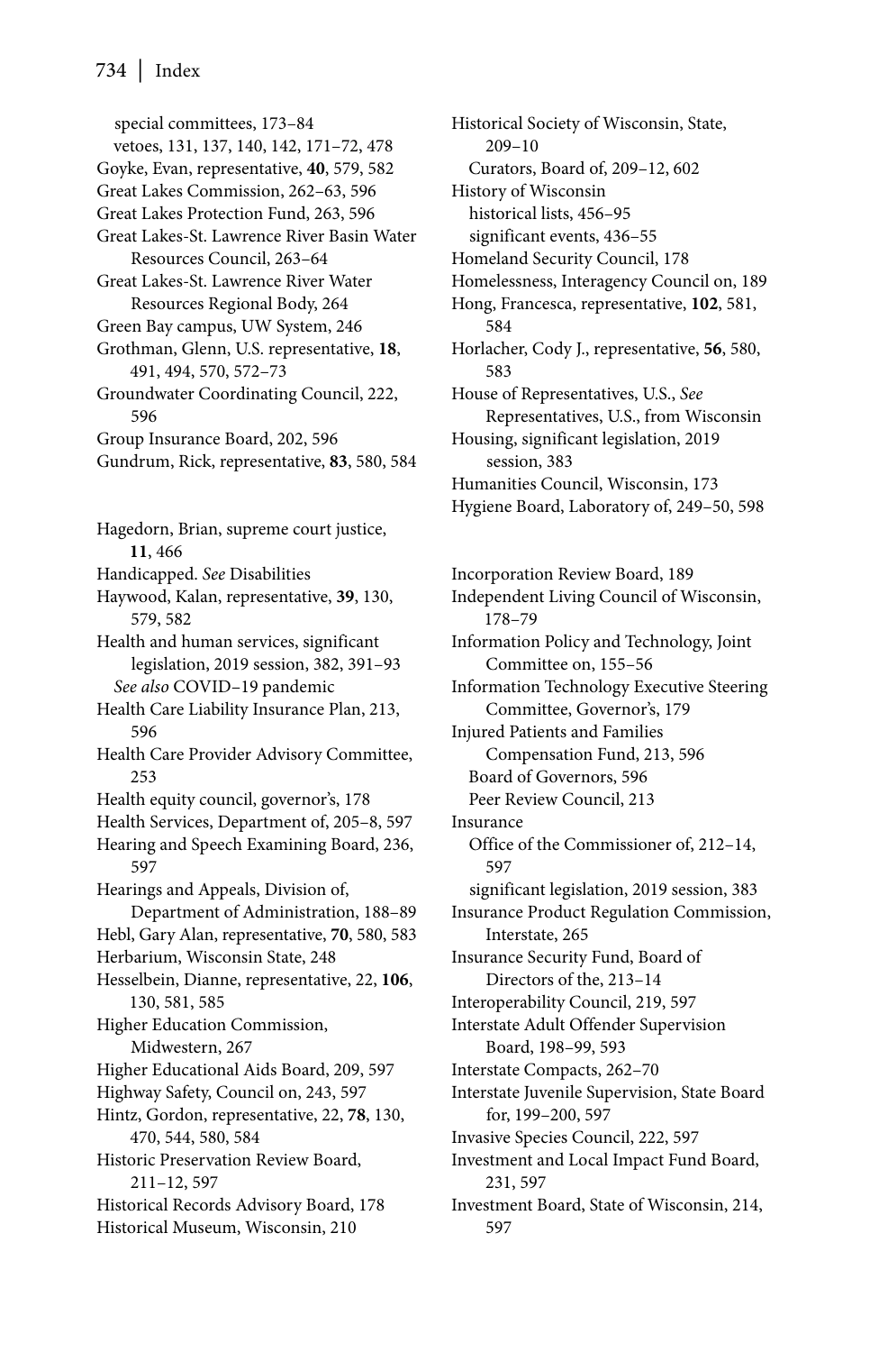special committees, 173–84
vetoes, 131, 137, 140, 142, 171–72, 478
Goyke, Evan, representative, **40**, 579, 582
Great Lakes Commission, 262–63, 596
Great Lakes Protection Fund, 263, 596
Great Lakes-St. Lawrence River Basin Water Resources Council, 263–64
Great Lakes-St. Lawrence River Water Resources Regional Body, 264
Green Bay campus, UW System, 246
Grothman, Glenn, U.S. representative, **18**, 491, 494, 570, 572–73
Groundwater Coordinating Council, 222, 596
Group Insurance Board, 202, 596
Gundrum, Rick, representative, **83**, 580, 584

Hagedorn, Brian, supreme court justice, **11**, 466
Handicapped. *See* Disabilities
Haywood, Kalan, representative, **39**, 130, 579, 582
Health and human services, significant legislation, 2019 session, 382, 391–93
*See also* COVID-19 pandemic
Health Care Liability Insurance Plan, 213, 596
Health Care Provider Advisory Committee, 253
Health equity council, governor's, 178
Health Services, Department of, 205–8, 597
Hearing and Speech Examining Board, 236, 597
Hearings and Appeals, Division of, Department of Administration, 188–89
Hebl, Gary Alan, representative, **70**, 580, 583
Herbarium, Wisconsin State, 248
Hesselbein, Dianne, representative, 22, **106**, 130, 581, 585
Higher Education Commission, Midwestern, 267
Higher Educational Aids Board, 209, 597
Highway Safety, Council on, 243, 597
Hintz, Gordon, representative, 22, **78**, 130, 470, 544, 580, 584
Historic Preservation Review Board, 211–12, 597
Historical Records Advisory Board, 178
Historical Museum, Wisconsin, 210
Historical Society of Wisconsin, State, 209–10
Curators, Board of, 209–12, 602
History of Wisconsin
historical lists, 456–95
significant events, 436–55
Homeland Security Council, 178
Homelessness, Interagency Council on, 189
Hong, Francesca, representative, **102**, 581, 584
Horlacher, Cody J., representative, **56**, 580, 583
House of Representatives, U.S., *See* Representatives, U.S., from Wisconsin
Housing, significant legislation, 2019 session, 383
Humanities Council, Wisconsin, 173
Hygiene Board, Laboratory of, 249–50, 598

Incorporation Review Board, 189
Independent Living Council of Wisconsin, 178–79
Information Policy and Technology, Joint Committee on, 155–56
Information Technology Executive Steering Committee, Governor's, 179
Injured Patients and Families Compensation Fund, 213, 596
Board of Governors, 596
Peer Review Council, 213
Insurance
Office of the Commissioner of, 212–14, 597
significant legislation, 2019 session, 383
Insurance Product Regulation Commission, Interstate, 265
Insurance Security Fund, Board of Directors of the, 213–14
Interoperability Council, 219, 597
Interstate Adult Offender Supervision Board, 198–99, 593
Interstate Compacts, 262–70
Interstate Juvenile Supervision, State Board for, 199–200, 597
Invasive Species Council, 222, 597
Investment and Local Impact Fund Board, 231, 597
Investment Board, State of Wisconsin, 214, 597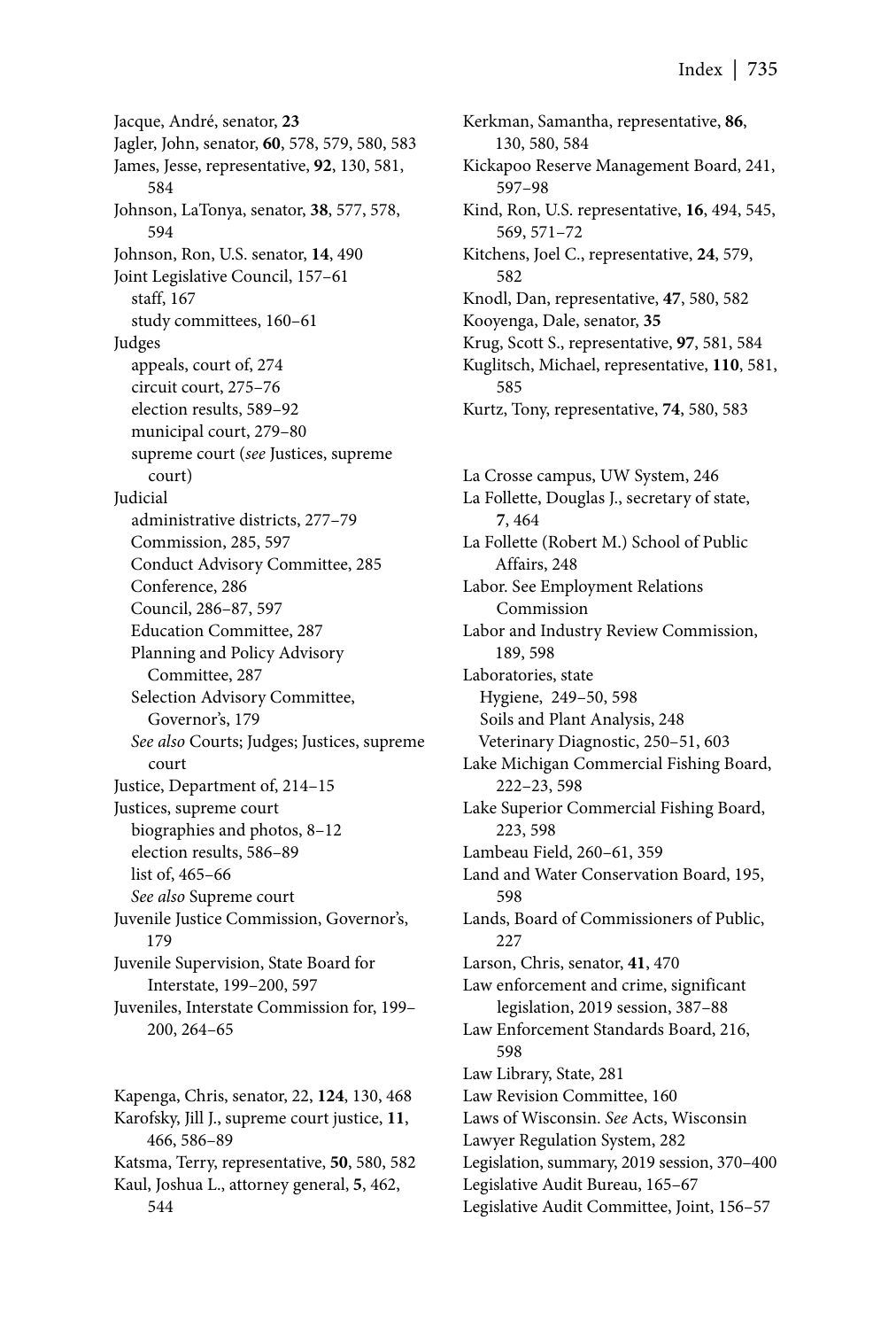Jacque, André, senator, **23**
Jagler, John, senator, **60**, 578, 579, 580, 583
James, Jesse, representative, **92**, 130, 581, 584
Johnson, LaTonya, senator, **38**, 577, 578, 594
Johnson, Ron, U.S. senator, **14**, 490
Joint Legislative Council, 157–61
  staff, 167
  study committees, 160–61
Judges
  appeals, court of, 274
  circuit court, 275–76
  election results, 589–92
  municipal court, 279–80
  supreme court (*see* Justices, supreme court)
Judicial
  administrative districts, 277–79
  Commission, 285, 597
  Conduct Advisory Committee, 285
  Conference, 286
  Council, 286–87, 597
  Education Committee, 287
  Planning and Policy Advisory Committee, 287
  Selection Advisory Committee, Governor's, 179
  *See also* Courts; Judges; Justices, supreme court
Justice, Department of, 214–15
Justices, supreme court
  biographies and photos, 8–12
  election results, 586–89
  list of, 465–66
  *See also* Supreme court
Juvenile Justice Commission, Governor's, 179
Juvenile Supervision, State Board for Interstate, 199–200, 597
Juveniles, Interstate Commission for, 199–200, 264–65

Kapenga, Chris, senator, 22, **124**, 130, 468
Karofsky, Jill J., supreme court justice, **11**, 466, 586–89
Katsma, Terry, representative, **50**, 580, 582
Kaul, Joshua L., attorney general, **5**, 462, 544
Kerkman, Samantha, representative, **86**, 130, 580, 584
Kickapoo Reserve Management Board, 241, 597–98
Kind, Ron, U.S. representative, **16**, 494, 545, 569, 571–72
Kitchens, Joel C., representative, **24**, 579, 582
Knodl, Dan, representative, **47**, 580, 582
Kooyenga, Dale, senator, **35**
Krug, Scott S., representative, **97**, 581, 584
Kuglitsch, Michael, representative, **110**, 581, 585
Kurtz, Tony, representative, **74**, 580, 583

La Crosse campus, UW System, 246
La Follette, Douglas J., secretary of state, **7**, 464
La Follette (Robert M.) School of Public Affairs, 248
Labor. See Employment Relations Commission
Labor and Industry Review Commission, 189, 598
Laboratories, state
  Hygiene, 249–50, 598
  Soils and Plant Analysis, 248
  Veterinary Diagnostic, 250–51, 603
Lake Michigan Commercial Fishing Board, 222–23, 598
Lake Superior Commercial Fishing Board, 223, 598
Lambeau Field, 260–61, 359
Land and Water Conservation Board, 195, 598
Lands, Board of Commissioners of Public, 227
Larson, Chris, senator, **41**, 470
Law enforcement and crime, significant legislation, 2019 session, 387–88
Law Enforcement Standards Board, 216, 598
Law Library, State, 281
Law Revision Committee, 160
Laws of Wisconsin. *See* Acts, Wisconsin
Lawyer Regulation System, 282
Legislation, summary, 2019 session, 370–400
Legislative Audit Bureau, 165–67
Legislative Audit Committee, Joint, 156–57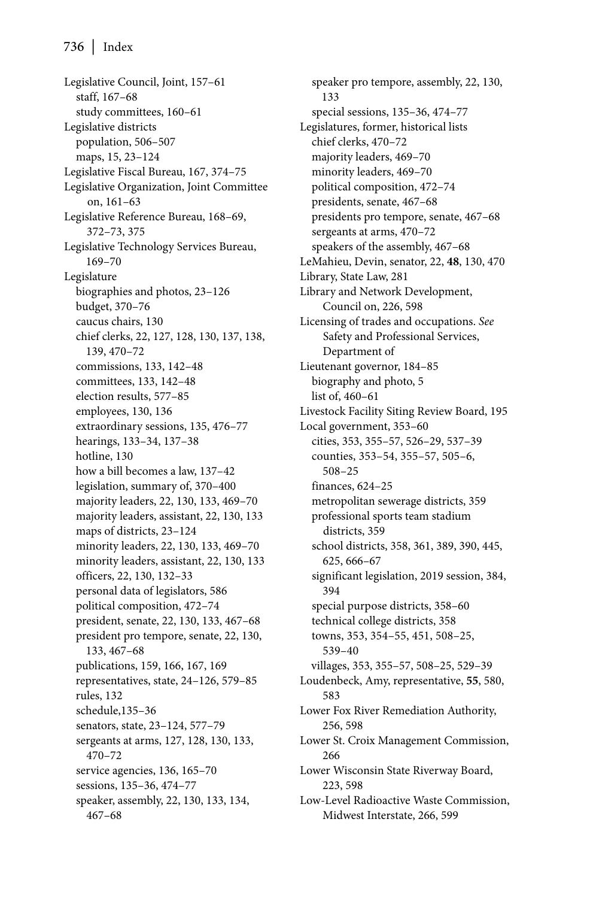Legislative Council, Joint, 157–61
  staff, 167–68
  study committees, 160–61
Legislative districts
  population, 506–507
  maps, 15, 23–124
Legislative Fiscal Bureau, 167, 374–75
Legislative Organization, Joint Committee on, 161–63
Legislative Reference Bureau, 168–69, 372–73, 375
Legislative Technology Services Bureau, 169–70
Legislature
  biographies and photos, 23–126
  budget, 370–76
  caucus chairs, 130
  chief clerks, 22, 127, 128, 130, 137, 138, 139, 470–72
  commissions, 133, 142–48
  committees, 133, 142–48
  election results, 577–85
  employees, 130, 136
  extraordinary sessions, 135, 476–77
  hearings, 133–34, 137–38
  hotline, 130
  how a bill becomes a law, 137–42
  legislation, summary of, 370–400
  majority leaders, 22, 130, 133, 469–70
  majority leaders, assistant, 22, 130, 133
  maps of districts, 23–124
  minority leaders, 22, 130, 133, 469–70
  minority leaders, assistant, 22, 130, 133
  officers, 22, 130, 132–33
  personal data of legislators, 586
  political composition, 472–74
  president, senate, 22, 130, 133, 467–68
  president pro tempore, senate, 22, 130, 133, 467–68
  publications, 159, 166, 167, 169
  representatives, state, 24–126, 579–85
  rules, 132
  schedule,135–36
  senators, state, 23–124, 577–79
  sergeants at arms, 127, 128, 130, 133, 470–72
  service agencies, 136, 165–70
  sessions, 135–36, 474–77
  speaker, assembly, 22, 130, 133, 134, 467–68
  speaker pro tempore, assembly, 22, 130, 133
  special sessions, 135–36, 474–77
Legislatures, former, historical lists
  chief clerks, 470–72
  majority leaders, 469–70
  minority leaders, 469–70
  political composition, 472–74
  presidents, senate, 467–68
  presidents pro tempore, senate, 467–68
  sergeants at arms, 470–72
  speakers of the assembly, 467–68
LeMahieu, Devin, senator, 22, **48**, 130, 470
Library, State Law, 281
Library and Network Development, Council on, 226, 598
Licensing of trades and occupations. *See* Safety and Professional Services, Department of
Lieutenant governor, 184–85
  biography and photo, 5
  list of, 460–61
Livestock Facility Siting Review Board, 195
Local government, 353–60
  cities, 353, 355–57, 526–29, 537–39
  counties, 353–54, 355–57, 505–6, 508–25
  finances, 624–25
  metropolitan sewerage districts, 359
  professional sports team stadium districts, 359
  school districts, 358, 361, 389, 390, 445, 625, 666–67
  significant legislation, 2019 session, 384, 394
  special purpose districts, 358–60
  technical college districts, 358
  towns, 353, 354–55, 451, 508–25, 539–40
  villages, 353, 355–57, 508–25, 529–39
Loudenbeck, Amy, representative, **55**, 580, 583
Lower Fox River Remediation Authority, 256, 598
Lower St. Croix Management Commission, 266
Lower Wisconsin State Riverway Board, 223, 598
Low-Level Radioactive Waste Commission, Midwest Interstate, 266, 599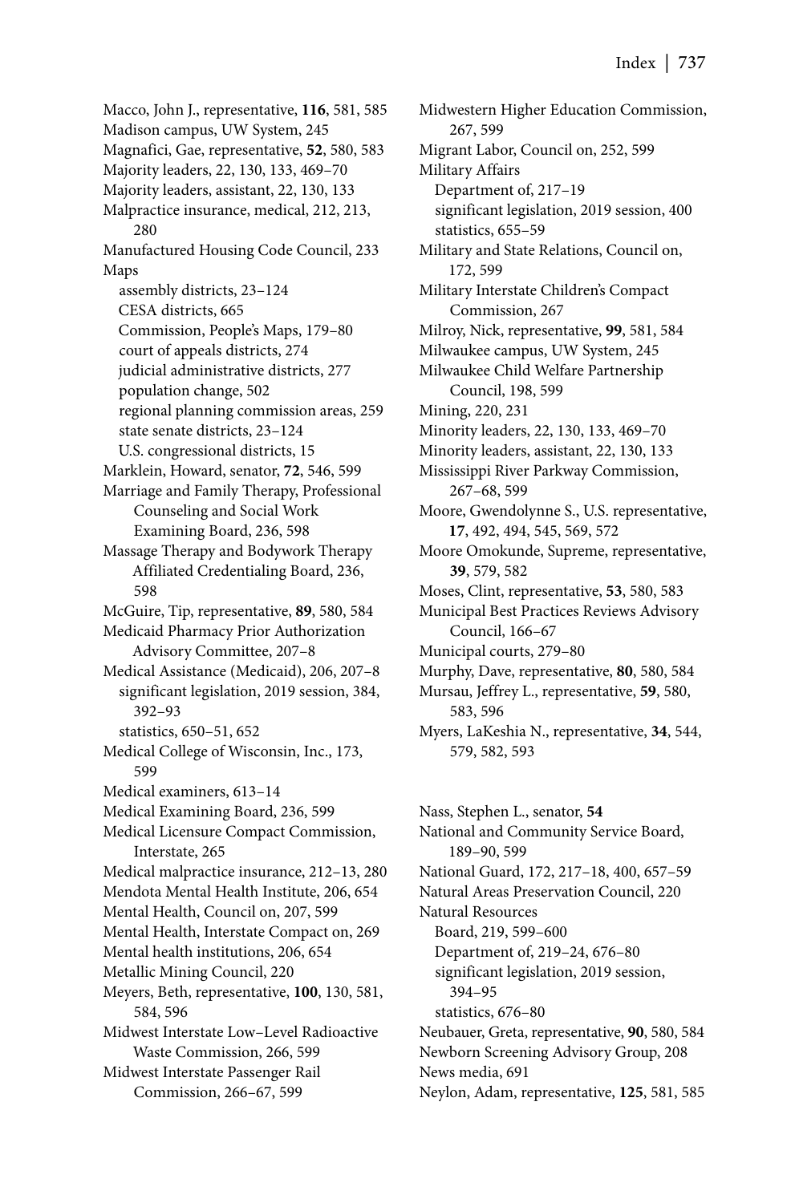Macco, John J., representative, **116**, 581, 585
Madison campus, UW System, 245
Magnafici, Gae, representative, **52**, 580, 583
Majority leaders, 22, 130, 133, 469–70
Majority leaders, assistant, 22, 130, 133
Malpractice insurance, medical, 212, 213, 280
Manufactured Housing Code Council, 233
Maps
- assembly districts, 23–124
- CESA districts, 665
- Commission, People's Maps, 179–80
- court of appeals districts, 274
- judicial administrative districts, 277
- population change, 502
- regional planning commission areas, 259
- state senate districts, 23–124
- U.S. congressional districts, 15

Marklein, Howard, senator, **72**, 546, 599
Marriage and Family Therapy, Professional Counseling and Social Work Examining Board, 236, 598
Massage Therapy and Bodywork Therapy Affiliated Credentialing Board, 236, 598
McGuire, Tip, representative, **89**, 580, 584
Medicaid Pharmacy Prior Authorization Advisory Committee, 207–8
Medical Assistance (Medicaid), 206, 207–8
- significant legislation, 2019 session, 384, 392–93
- statistics, 650–51, 652

Medical College of Wisconsin, Inc., 173, 599
Medical examiners, 613–14
Medical Examining Board, 236, 599
Medical Licensure Compact Commission, Interstate, 265
Medical malpractice insurance, 212–13, 280
Mendota Mental Health Institute, 206, 654
Mental Health, Council on, 207, 599
Mental Health, Interstate Compact on, 269
Mental health institutions, 206, 654
Metallic Mining Council, 220
Meyers, Beth, representative, **100**, 130, 581, 584, 596
Midwest Interstate Low–Level Radioactive Waste Commission, 266, 599
Midwest Interstate Passenger Rail Commission, 266–67, 599
Midwestern Higher Education Commission, 267, 599
Migrant Labor, Council on, 252, 599
Military Affairs
- Department of, 217–19
- significant legislation, 2019 session, 400
- statistics, 655–59

Military and State Relations, Council on, 172, 599
Military Interstate Children's Compact Commission, 267
Milroy, Nick, representative, **99**, 581, 584
Milwaukee campus, UW System, 245
Milwaukee Child Welfare Partnership Council, 198, 599
Mining, 220, 231
Minority leaders, 22, 130, 133, 469–70
Minority leaders, assistant, 22, 130, 133
Mississippi River Parkway Commission, 267–68, 599
Moore, Gwendolynne S., U.S. representative, **17**, 492, 494, 545, 569, 572
Moore Omokunde, Supreme, representative, **39**, 579, 582
Moses, Clint, representative, **53**, 580, 583
Municipal Best Practices Reviews Advisory Council, 166–67
Municipal courts, 279–80
Murphy, Dave, representative, **80**, 580, 584
Mursau, Jeffrey L., representative, **59**, 580, 583, 596
Myers, LaKeshia N., representative, **34**, 544, 579, 582, 593

Nass, Stephen L., senator, **54**
National and Community Service Board, 189–90, 599
National Guard, 172, 217–18, 400, 657–59
Natural Areas Preservation Council, 220
Natural Resources
- Board, 219, 599–600
- Department of, 219–24, 676–80
- significant legislation, 2019 session, 394–95
- statistics, 676–80

Neubauer, Greta, representative, **90**, 580, 584
Newborn Screening Advisory Group, 208
News media, 691
Neylon, Adam, representative, **125**, 581, 585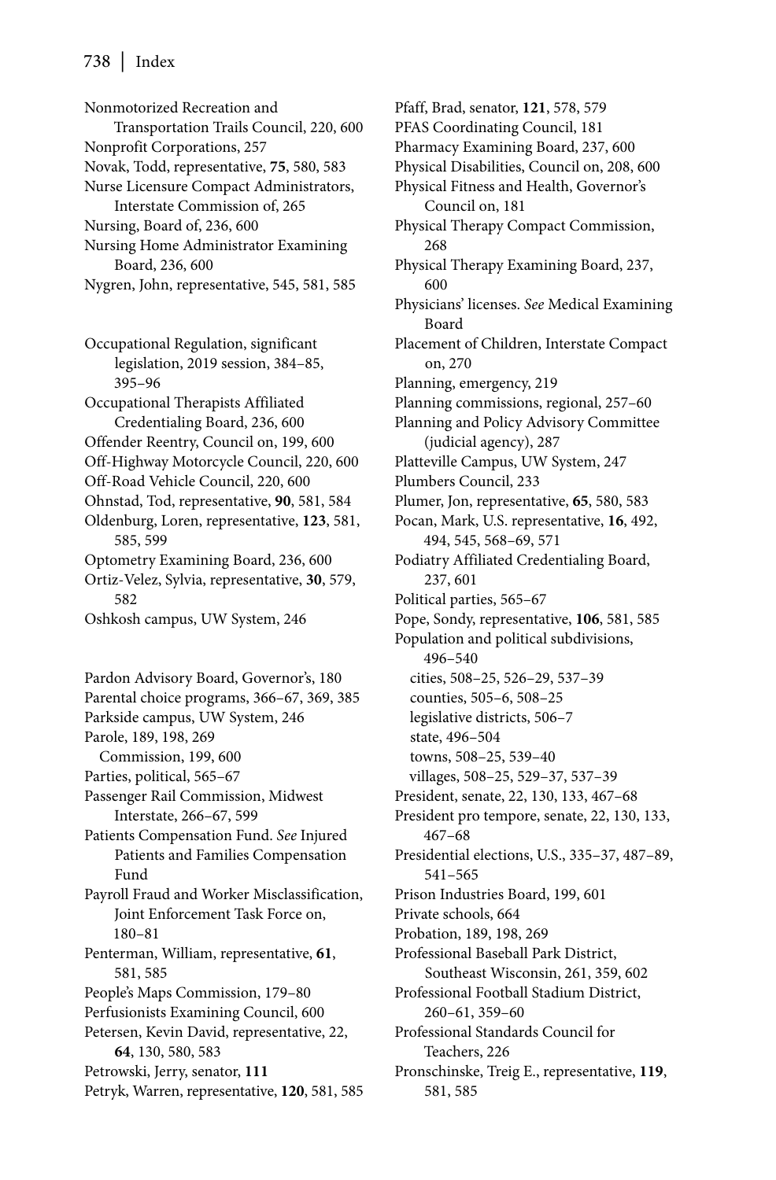Nonmotorized Recreation and Transportation Trails Council, 220, 600
Nonprofit Corporations, 257
Novak, Todd, representative, **75**, 580, 583
Nurse Licensure Compact Administrators, Interstate Commission of, 265
Nursing, Board of, 236, 600
Nursing Home Administrator Examining Board, 236, 600
Nygren, John, representative, 545, 581, 585

Occupational Regulation, significant legislation, 2019 session, 384–85, 395–96
Occupational Therapists Affiliated Credentialing Board, 236, 600
Offender Reentry, Council on, 199, 600
Off-Highway Motorcycle Council, 220, 600
Off-Road Vehicle Council, 220, 600
Ohnstad, Tod, representative, **90**, 581, 584
Oldenburg, Loren, representative, **123**, 581, 585, 599
Optometry Examining Board, 236, 600
Ortiz-Velez, Sylvia, representative, **30**, 579, 582
Oshkosh campus, UW System, 246

Pardon Advisory Board, Governor's, 180
Parental choice programs, 366–67, 369, 385
Parkside campus, UW System, 246
Parole, 189, 198, 269
  Commission, 199, 600
Parties, political, 565–67
Passenger Rail Commission, Midwest Interstate, 266–67, 599
Patients Compensation Fund. *See* Injured Patients and Families Compensation Fund
Payroll Fraud and Worker Misclassification, Joint Enforcement Task Force on, 180–81
Penterman, William, representative, **61**, 581, 585
People's Maps Commission, 179–80
Perfusionists Examining Council, 600
Petersen, Kevin David, representative, 22, **64**, 130, 580, 583
Petrowski, Jerry, senator, **111**
Petryk, Warren, representative, **120**, 581, 585
Pfaff, Brad, senator, **121**, 578, 579
PFAS Coordinating Council, 181
Pharmacy Examining Board, 237, 600
Physical Disabilities, Council on, 208, 600
Physical Fitness and Health, Governor's Council on, 181
Physical Therapy Compact Commission, 268
Physical Therapy Examining Board, 237, 600
Physicians' licenses. *See* Medical Examining Board
Placement of Children, Interstate Compact on, 270
Planning, emergency, 219
Planning commissions, regional, 257–60
Planning and Policy Advisory Committee (judicial agency), 287
Platteville Campus, UW System, 247
Plumbers Council, 233
Plumer, Jon, representative, **65**, 580, 583
Pocan, Mark, U.S. representative, **16**, 492, 494, 545, 568–69, 571
Podiatry Affiliated Credentialing Board, 237, 601
Political parties, 565–67
Pope, Sondy, representative, **106**, 581, 585
Population and political subdivisions, 496–540
  cities, 508–25, 526–29, 537–39
  counties, 505–6, 508–25
  legislative districts, 506–7
  state, 496–504
  towns, 508–25, 539–40
  villages, 508–25, 529–37, 537–39
President, senate, 22, 130, 133, 467–68
President pro tempore, senate, 22, 130, 133, 467–68
Presidential elections, U.S., 335–37, 487–89, 541–565
Prison Industries Board, 199, 601
Private schools, 664
Probation, 189, 198, 269
Professional Baseball Park District, Southeast Wisconsin, 261, 359, 602
Professional Football Stadium District, 260–61, 359–60
Professional Standards Council for Teachers, 226
Pronschinske, Treig E., representative, **119**, 581, 585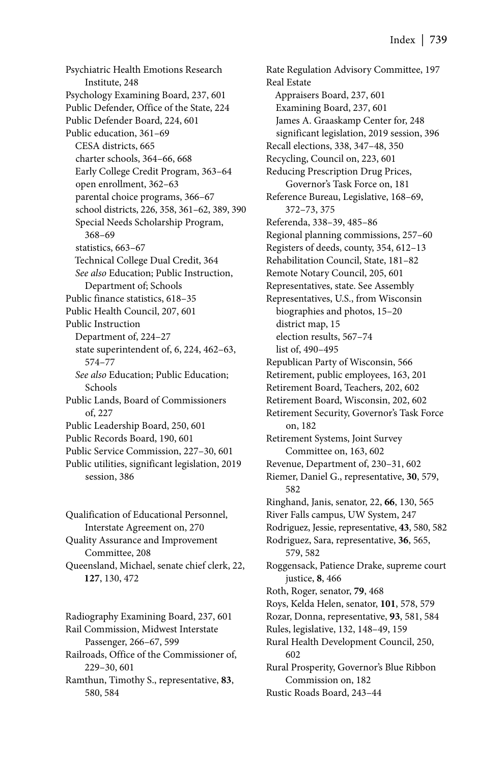Psychiatric Health Emotions Research Institute, 248
Psychology Examining Board, 237, 601
Public Defender, Office of the State, 224
Public Defender Board, 224, 601
Public education, 361–69
- CESA districts, 665
- charter schools, 364–66, 668
- Early College Credit Program, 363–64
- open enrollment, 362–63
- parental choice programs, 366–67
- school districts, 226, 358, 361–62, 389, 390
- Special Needs Scholarship Program, 368–69
- statistics, 663–67
- Technical College Dual Credit, 364
- *See also* Education; Public Instruction, Department of; Schools

Public finance statistics, 618–35
Public Health Council, 207, 601
Public Instruction
- Department of, 224–27
- state superintendent of, 6, 224, 462–63, 574–77
- *See also* Education; Public Education; Schools

Public Lands, Board of Commissioners of, 227
Public Leadership Board, 250, 601
Public Records Board, 190, 601
Public Service Commission, 227–30, 601
Public utilities, significant legislation, 2019 session, 386

Qualification of Educational Personnel, Interstate Agreement on, 270
Quality Assurance and Improvement Committee, 208
Queensland, Michael, senate chief clerk, 22, **127**, 130, 472

Radiography Examining Board, 237, 601
Rail Commission, Midwest Interstate Passenger, 266–67, 599
Railroads, Office of the Commissioner of, 229–30, 601
Ramthun, Timothy S., representative, **83**, 580, 584
Rate Regulation Advisory Committee, 197
Real Estate
- Appraisers Board, 237, 601
- Examining Board, 237, 601
- James A. Graaskamp Center for, 248
- significant legislation, 2019 session, 396

Recall elections, 338, 347–48, 350
Recycling, Council on, 223, 601
Reducing Prescription Drug Prices, Governor's Task Force on, 181
Reference Bureau, Legislative, 168–69, 372–73, 375
Referenda, 338–39, 485–86
Regional planning commissions, 257–60
Registers of deeds, county, 354, 612–13
Rehabilitation Council, State, 181–82
Remote Notary Council, 205, 601
Representatives, state. See Assembly
Representatives, U.S., from Wisconsin
- biographies and photos, 15–20
- district map, 15
- election results, 567–74
- list of, 490–495

Republican Party of Wisconsin, 566
Retirement, public employees, 163, 201
Retirement Board, Teachers, 202, 602
Retirement Board, Wisconsin, 202, 602
Retirement Security, Governor's Task Force on, 182
Retirement Systems, Joint Survey Committee on, 163, 602
Revenue, Department of, 230–31, 602
Riemer, Daniel G., representative, **30**, 579, 582
Ringhand, Janis, senator, 22, **66**, 130, 565
River Falls campus, UW System, 247
Rodriguez, Jessie, representative, **43**, 580, 582
Rodriguez, Sara, representative, **36**, 565, 579, 582
Roggensack, Patience Drake, supreme court justice, **8**, 466
Roth, Roger, senator, **79**, 468
Roys, Kelda Helen, senator, **101**, 578, 579
Rozar, Donna, representative, **93**, 581, 584
Rules, legislative, 132, 148–49, 159
Rural Health Development Council, 250, 602
Rural Prosperity, Governor's Blue Ribbon Commission on, 182
Rustic Roads Board, 243–44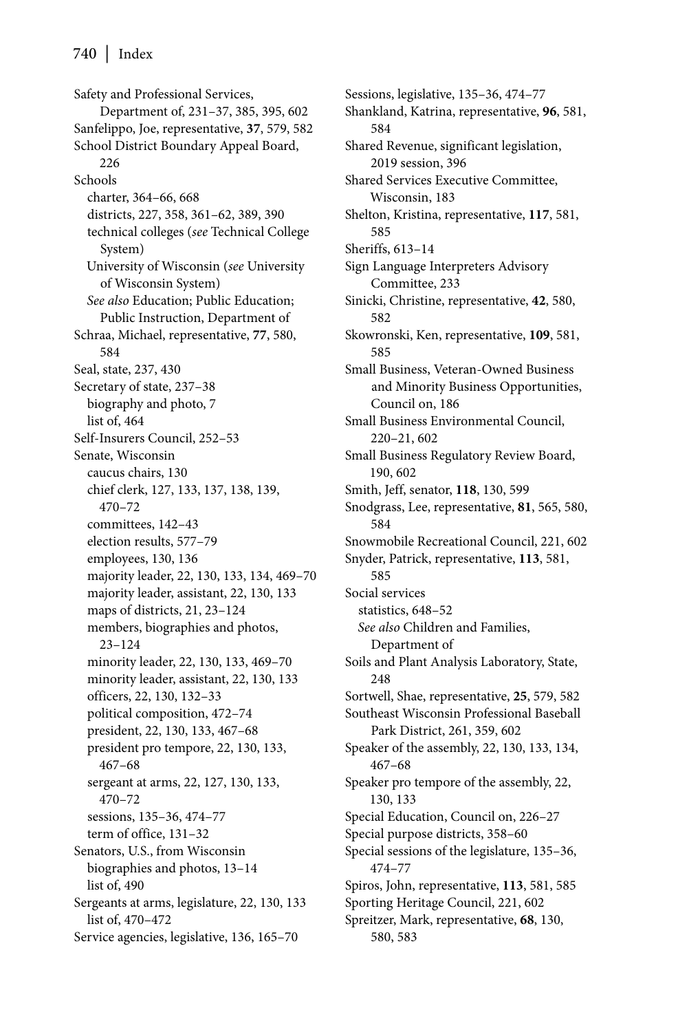Safety and Professional Services, Department of, 231–37, 385, 395, 602
Sanfelippo, Joe, representative, **37**, 579, 582
School District Boundary Appeal Board, 226
Schools
- charter, 364–66, 668
- districts, 227, 358, 361–62, 389, 390
- technical colleges (*see* Technical College System)
- University of Wisconsin (*see* University of Wisconsin System)
- *See also* Education; Public Education; Public Instruction, Department of

Schraa, Michael, representative, **77**, 580, 584
Seal, state, 237, 430
Secretary of state, 237–38
- biography and photo, 7
- list of, 464

Self-Insurers Council, 252–53
Senate, Wisconsin
- caucus chairs, 130
- chief clerk, 127, 133, 137, 138, 139, 470–72
- committees, 142–43
- election results, 577–79
- employees, 130, 136
- majority leader, 22, 130, 133, 134, 469–70
- majority leader, assistant, 22, 130, 133
- maps of districts, 21, 23–124
- members, biographies and photos, 23–124
- minority leader, 22, 130, 133, 469–70
- minority leader, assistant, 22, 130, 133
- officers, 22, 130, 132–33
- political composition, 472–74
- president, 22, 130, 133, 467–68
- president pro tempore, 22, 130, 133, 467–68
- sergeant at arms, 22, 127, 130, 133, 470–72
- sessions, 135–36, 474–77
- term of office, 131–32

Senators, U.S., from Wisconsin
- biographies and photos, 13–14
- list of, 490

Sergeants at arms, legislature, 22, 130, 133
- list of, 470–472

Service agencies, legislative, 136, 165–70
Sessions, legislative, 135–36, 474–77
Shankland, Katrina, representative, **96**, 581, 584
Shared Revenue, significant legislation, 2019 session, 396
Shared Services Executive Committee, Wisconsin, 183
Shelton, Kristina, representative, **117**, 581, 585
Sheriffs, 613–14
Sign Language Interpreters Advisory Committee, 233
Sinicki, Christine, representative, **42**, 580, 582
Skowronski, Ken, representative, **109**, 581, 585
Small Business, Veteran-Owned Business and Minority Business Opportunities, Council on, 186
Small Business Environmental Council, 220–21, 602
Small Business Regulatory Review Board, 190, 602
Smith, Jeff, senator, **118**, 130, 599
Snodgrass, Lee, representative, **81**, 565, 580, 584
Snowmobile Recreational Council, 221, 602
Snyder, Patrick, representative, **113**, 581, 585
Social services
- statistics, 648–52
- *See also* Children and Families, Department of

Soils and Plant Analysis Laboratory, State, 248
Sortwell, Shae, representative, **25**, 579, 582
Southeast Wisconsin Professional Baseball Park District, 261, 359, 602
Speaker of the assembly, 22, 130, 133, 134, 467–68
Speaker pro tempore of the assembly, 22, 130, 133
Special Education, Council on, 226–27
Special purpose districts, 358–60
Special sessions of the legislature, 135–36, 474–77
Spiros, John, representative, **113**, 581, 585
Sporting Heritage Council, 221, 602
Spreitzer, Mark, representative, **68**, 130, 580, 583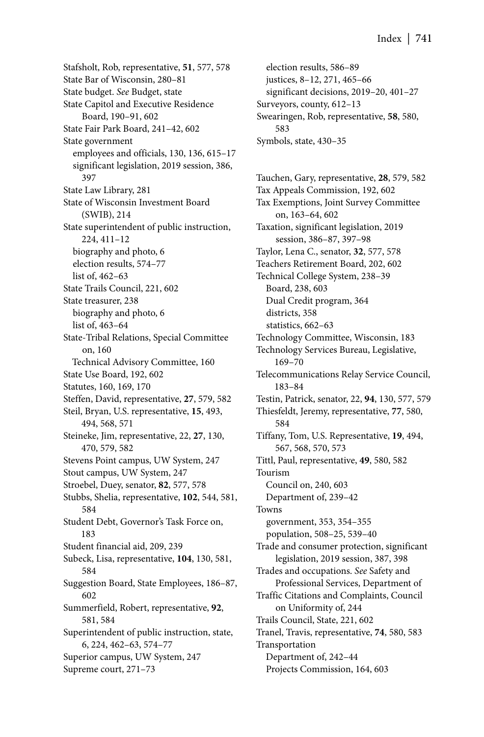Stafsholt, Rob, representative, **51**, 577, 578
State Bar of Wisconsin, 280–81
State budget. *See* Budget, state
State Capitol and Executive Residence Board, 190–91, 602
State Fair Park Board, 241–42, 602
State government
  employees and officials, 130, 136, 615–17
  significant legislation, 2019 session, 386, 397
State Law Library, 281
State of Wisconsin Investment Board (SWIB), 214
State superintendent of public instruction, 224, 411–12
  biography and photo, 6
  election results, 574–77
  list of, 462–63
State Trails Council, 221, 602
State treasurer, 238
  biography and photo, 6
  list of, 463–64
State-Tribal Relations, Special Committee on, 160
  Technical Advisory Committee, 160
State Use Board, 192, 602
Statutes, 160, 169, 170
Steffen, David, representative, **27**, 579, 582
Steil, Bryan, U.S. representative, **15**, 493, 494, 568, 571
Steineke, Jim, representative, 22, **27**, 130, 470, 579, 582
Stevens Point campus, UW System, 247
Stout campus, UW System, 247
Stroebel, Duey, senator, **82**, 577, 578
Stubbs, Shelia, representative, **102**, 544, 581, 584
Student Debt, Governor's Task Force on, 183
Student financial aid, 209, 239
Subeck, Lisa, representative, **104**, 130, 581, 584
Suggestion Board, State Employees, 186–87, 602
Summerfield, Robert, representative, **92**, 581, 584
Superintendent of public instruction, state, 6, 224, 462–63, 574–77
Superior campus, UW System, 247
Supreme court, 271–73
  election results, 586–89
  justices, 8–12, 271, 465–66
  significant decisions, 2019–20, 401–27
Surveyors, county, 612–13
Swearingen, Rob, representative, **58**, 580, 583
Symbols, state, 430–35

Tauchen, Gary, representative, **28**, 579, 582
Tax Appeals Commission, 192, 602
Tax Exemptions, Joint Survey Committee on, 163–64, 602
Taxation, significant legislation, 2019 session, 386–87, 397–98
Taylor, Lena C., senator, **32**, 577, 578
Teachers Retirement Board, 202, 602
Technical College System, 238–39
  Board, 238, 603
  Dual Credit program, 364
  districts, 358
  statistics, 662–63
Technology Committee, Wisconsin, 183
Technology Services Bureau, Legislative, 169–70
Telecommunications Relay Service Council, 183–84
Testin, Patrick, senator, 22, **94**, 130, 577, 579
Thiesfeldt, Jeremy, representative, **77**, 580, 584
Tiffany, Tom, U.S. Representative, **19**, 494, 567, 568, 570, 573
Tittl, Paul, representative, **49**, 580, 582
Tourism
  Council on, 240, 603
  Department of, 239–42
Towns
  government, 353, 354–355
  population, 508–25, 539–40
Trade and consumer protection, significant legislation, 2019 session, 387, 398
Trades and occupations. *See* Safety and Professional Services, Department of
Traffic Citations and Complaints, Council on Uniformity of, 244
Trails Council, State, 221, 602
Tranel, Travis, representative, **74**, 580, 583
Transportation
  Department of, 242–44
  Projects Commission, 164, 603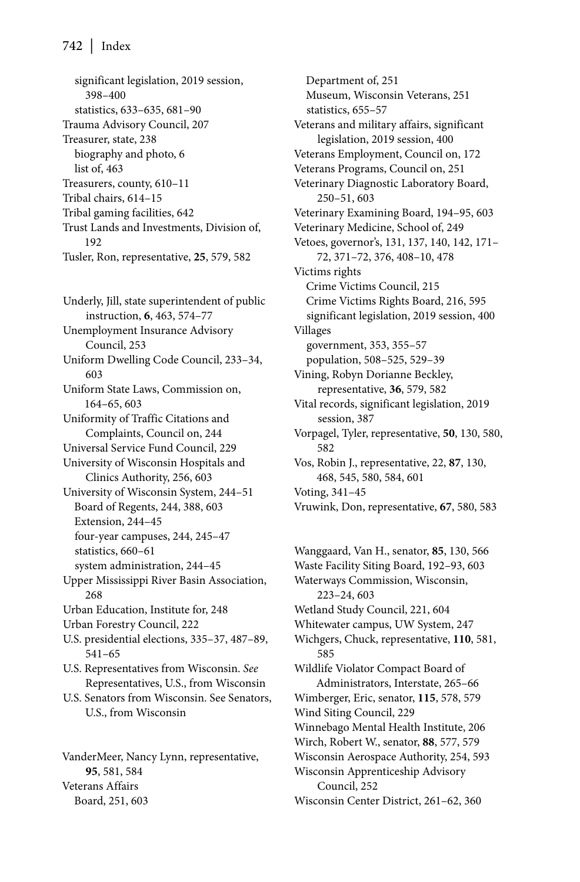significant legislation, 2019 session, 398–400
statistics, 633–635, 681–90

Trauma Advisory Council, 207

Treasurer, state, 238
biography and photo, 6
list of, 463

Treasurers, county, 610–11

Tribal chairs, 614–15

Tribal gaming facilities, 642

Trust Lands and Investments, Division of, 192

Tusler, Ron, representative, **25**, 579, 582

Underly, Jill, state superintendent of public instruction, **6**, 463, 574–77

Unemployment Insurance Advisory Council, 253

Uniform Dwelling Code Council, 233–34, 603

Uniform State Laws, Commission on, 164–65, 603

Uniformity of Traffic Citations and Complaints, Council on, 244

Universal Service Fund Council, 229

University of Wisconsin Hospitals and Clinics Authority, 256, 603

University of Wisconsin System, 244–51
Board of Regents, 244, 388, 603
Extension, 244–45
four-year campuses, 244, 245–47
statistics, 660–61
system administration, 244–45

Upper Mississippi River Basin Association, 268

Urban Education, Institute for, 248

Urban Forestry Council, 222

U.S. presidential elections, 335–37, 487–89, 541–65

U.S. Representatives from Wisconsin. *See* Representatives, U.S., from Wisconsin

U.S. Senators from Wisconsin. See Senators, U.S., from Wisconsin

VanderMeer, Nancy Lynn, representative, **95**, 581, 584

Veterans Affairs
Board, 251, 603
Department of, 251
Museum, Wisconsin Veterans, 251
statistics, 655–57

Veterans and military affairs, significant legislation, 2019 session, 400

Veterans Employment, Council on, 172

Veterans Programs, Council on, 251

Veterinary Diagnostic Laboratory Board, 250–51, 603

Veterinary Examining Board, 194–95, 603

Veterinary Medicine, School of, 249

Vetoes, governor's, 131, 137, 140, 142, 171–72, 371–72, 376, 408–10, 478

Victims rights
Crime Victims Council, 215
Crime Victims Rights Board, 216, 595
significant legislation, 2019 session, 400

Villages
government, 353, 355–57
population, 508–525, 529–39

Vining, Robyn Dorianne Beckley, representative, **36**, 579, 582

Vital records, significant legislation, 2019 session, 387

Vorpagel, Tyler, representative, **50**, 130, 580, 582

Vos, Robin J., representative, 22, **87**, 130, 468, 545, 580, 584, 601

Voting, 341–45

Vruwink, Don, representative, **67**, 580, 583

Wanggaard, Van H., senator, **85**, 130, 566

Waste Facility Siting Board, 192–93, 603

Waterways Commission, Wisconsin, 223–24, 603

Wetland Study Council, 221, 604

Whitewater campus, UW System, 247

Wichgers, Chuck, representative, **110**, 581, 585

Wildlife Violator Compact Board of Administrators, Interstate, 265–66

Wimberger, Eric, senator, **115**, 578, 579

Wind Siting Council, 229

Winnebago Mental Health Institute, 206

Wirch, Robert W., senator, **88**, 577, 579

Wisconsin Aerospace Authority, 254, 593

Wisconsin Apprenticeship Advisory Council, 252

Wisconsin Center District, 261–62, 360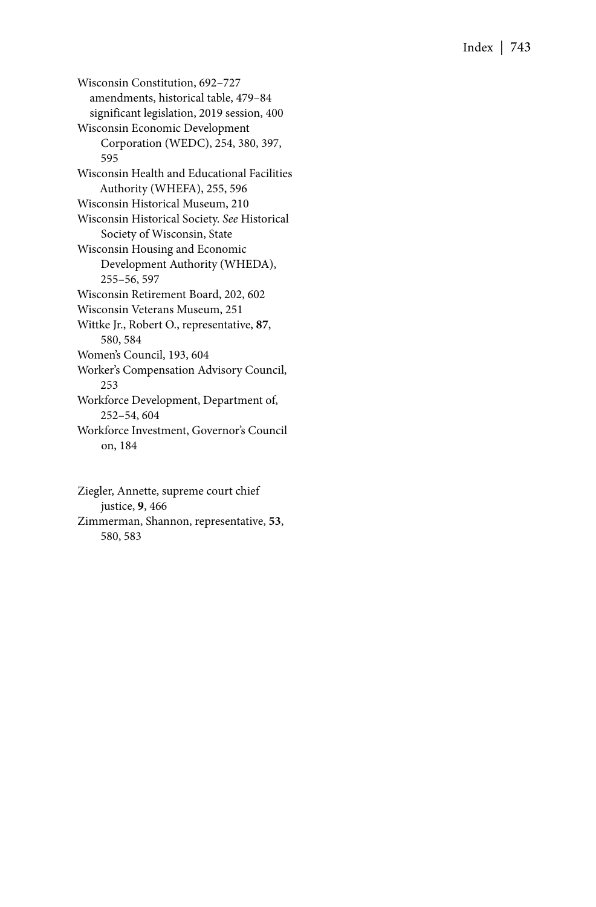Wisconsin Constitution, 692–727
  amendments, historical table, 479–84
  significant legislation, 2019 session, 400
Wisconsin Economic Development Corporation (WEDC), 254, 380, 397, 595
Wisconsin Health and Educational Facilities Authority (WHEFA), 255, 596
Wisconsin Historical Museum, 210
Wisconsin Historical Society. *See* Historical Society of Wisconsin, State
Wisconsin Housing and Economic Development Authority (WHEDA), 255–56, 597
Wisconsin Retirement Board, 202, 602
Wisconsin Veterans Museum, 251
Wittke Jr., Robert O., representative, **87**, 580, 584
Women's Council, 193, 604
Worker's Compensation Advisory Council, 253
Workforce Development, Department of, 252–54, 604
Workforce Investment, Governor's Council on, 184

Ziegler, Annette, supreme court chief justice, **9**, 466
Zimmerman, Shannon, representative, **53**, 580, 583